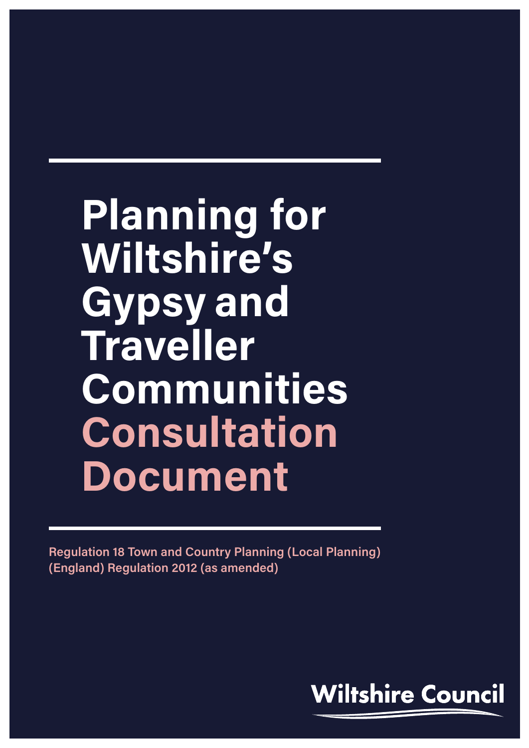# Planning for Wiltshire's Gypsy and Traveller Communities Consultation Document

**Regulation 18 Town and Country Planning (Local Planning) (England) Regulation 2012 (as amended)**

Wiltshire Council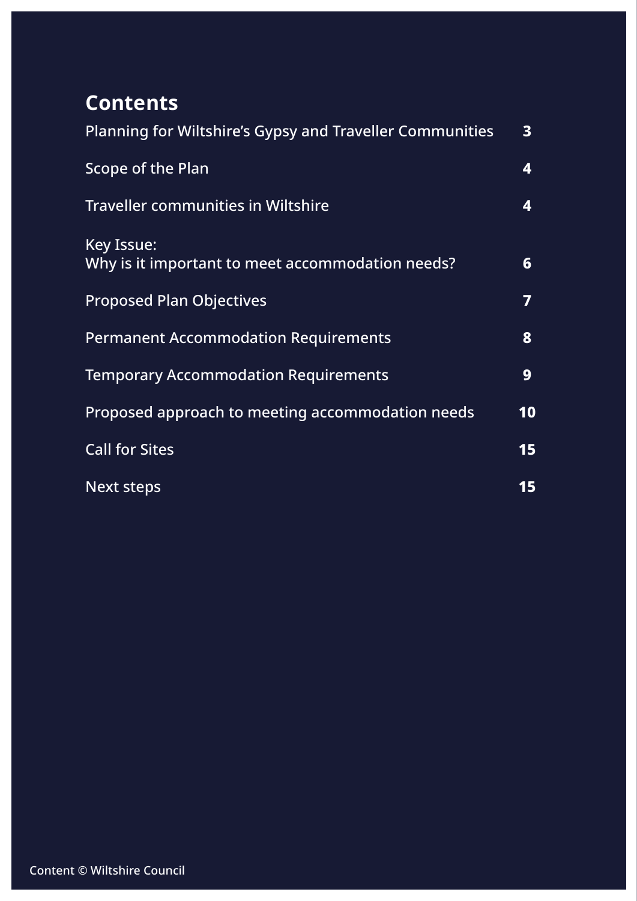# Contents

| | |
|---|---|
| Planning for Wiltshire's Gypsy and Traveller Communities | 3 |
| Scope of the Plan | 4 |
| Traveller communities in Wiltshire | 4 |
| Key Issue: Why is it important to meet accommodation needs? | 6 |
| Proposed Plan Objectives | 7 |
| Permanent Accommodation Requirements | 8 |
| Temporary Accommodation Requirements | 9 |
| Proposed approach to meeting accommodation needs | 10 |
| Call for Sites | 15 |
| Next steps | 15 |

Content © Wiltshire Council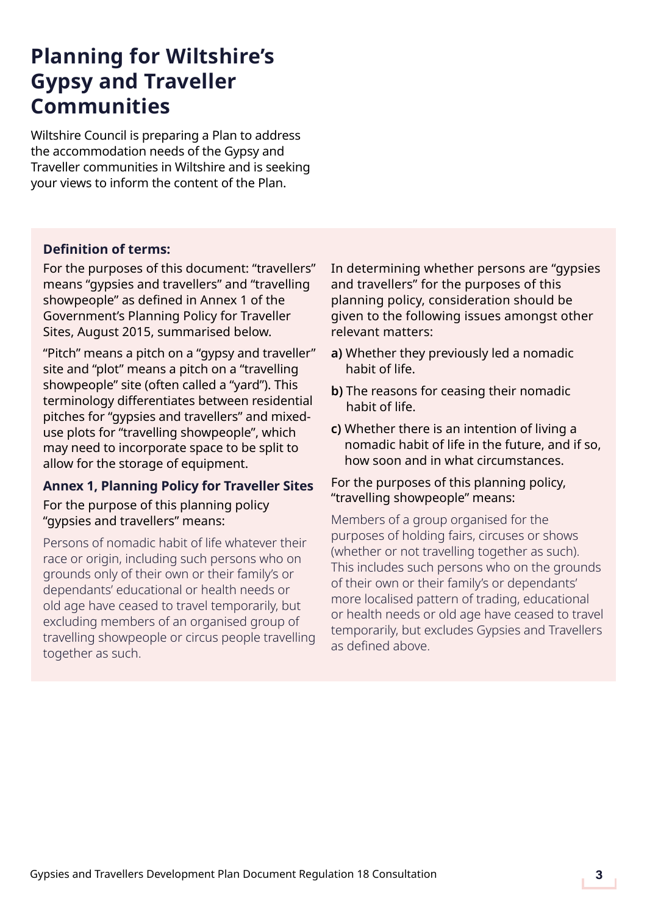# Planning for Wiltshire's Gypsy and Traveller Communities

Wiltshire Council is preparing a Plan to address the accommodation needs of the Gypsy and Traveller communities in Wiltshire and is seeking your views to inform the content of the Plan.

**Definition of terms:**

For the purposes of this document: "travellers" means "gypsies and travellers" and "travelling showpeople" as defined in Annex 1 of the Government's Planning Policy for Traveller Sites, August 2015, summarised below.

"Pitch" means a pitch on a "gypsy and traveller" site and "plot" means a pitch on a "travelling showpeople" site (often called a "yard"). This terminology differentiates between residential pitches for "gypsies and travellers" and mixed-use plots for "travelling showpeople", which may need to incorporate space to be split to allow for the storage of equipment.

**Annex 1, Planning Policy for Traveller Sites**

For the purpose of this planning policy "gypsies and travellers" means:

Persons of nomadic habit of life whatever their race or origin, including such persons who on grounds only of their own or their family's or dependants' educational or health needs or old age have ceased to travel temporarily, but excluding members of an organised group of travelling showpeople or circus people travelling together as such.

In determining whether persons are "gypsies and travellers" for the purposes of this planning policy, consideration should be given to the following issues amongst other relevant matters:

**a)** Whether they previously led a nomadic habit of life.

**b)** The reasons for ceasing their nomadic habit of life.

**c)** Whether there is an intention of living a nomadic habit of life in the future, and if so, how soon and in what circumstances.

For the purposes of this planning policy, "travelling showpeople" means:

Members of a group organised for the purposes of holding fairs, circuses or shows (whether or not travelling together as such). This includes such persons who on the grounds of their own or their family's or dependants' more localised pattern of trading, educational or health needs or old age have ceased to travel temporarily, but excludes Gypsies and Travellers as defined above.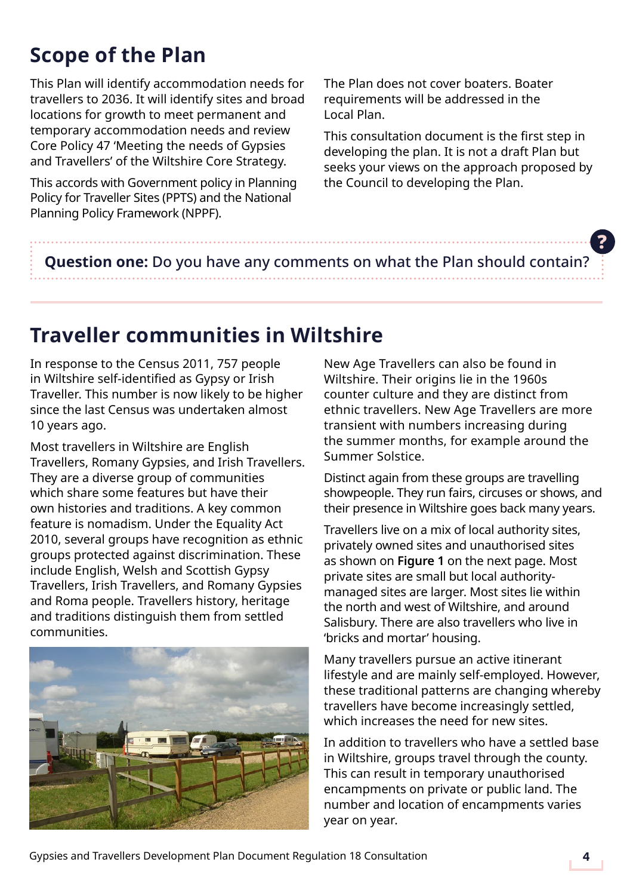## Scope of the Plan

This Plan will identify accommodation needs for travellers to 2036. It will identify sites and broad locations for growth to meet permanent and temporary accommodation needs and review Core Policy 47 'Meeting the needs of Gypsies and Travellers' of the Wiltshire Core Strategy.

This accords with Government policy in Planning Policy for Traveller Sites (PPTS) and the National Planning Policy Framework (NPPF).

The Plan does not cover boaters. Boater requirements will be addressed in the Local Plan.

This consultation document is the first step in developing the plan. It is not a draft Plan but seeks your views on the approach proposed by the Council to developing the Plan.

**Question one:** Do you have any comments on what the Plan should contain?

## Traveller communities in Wiltshire

In response to the Census 2011, 757 people in Wiltshire self-identified as Gypsy or Irish Traveller. This number is now likely to be higher since the last Census was undertaken almost 10 years ago.

Most travellers in Wiltshire are English Travellers, Romany Gypsies, and Irish Travellers. They are a diverse group of communities which share some features but have their own histories and traditions. A key common feature is nomadism. Under the Equality Act 2010, several groups have recognition as ethnic groups protected against discrimination. These include English, Welsh and Scottish Gypsy Travellers, Irish Travellers, and Romany Gypsies and Roma people. Travellers history, heritage and traditions distinguish them from settled communities.

New Age Travellers can also be found in Wiltshire. Their origins lie in the 1960s counter culture and they are distinct from ethnic travellers. New Age Travellers are more transient with numbers increasing during the summer months, for example around the Summer Solstice.

Distinct again from these groups are travelling showpeople. They run fairs, circuses or shows, and their presence in Wiltshire goes back many years.

Travellers live on a mix of local authority sites, privately owned sites and unauthorised sites as shown on **Figure 1** on the next page. Most private sites are small but local authority-managed sites are larger. Most sites lie within the north and west of Wiltshire, and around Salisbury. There are also travellers who live in 'bricks and mortar' housing.

Many travellers pursue an active itinerant lifestyle and are mainly self-employed. However, these traditional patterns are changing whereby travellers have become increasingly settled, which increases the need for new sites.

In addition to travellers who have a settled base in Wiltshire, groups travel through the county. This can result in temporary unauthorised encampments on private or public land. The number and location of encampments varies year on year.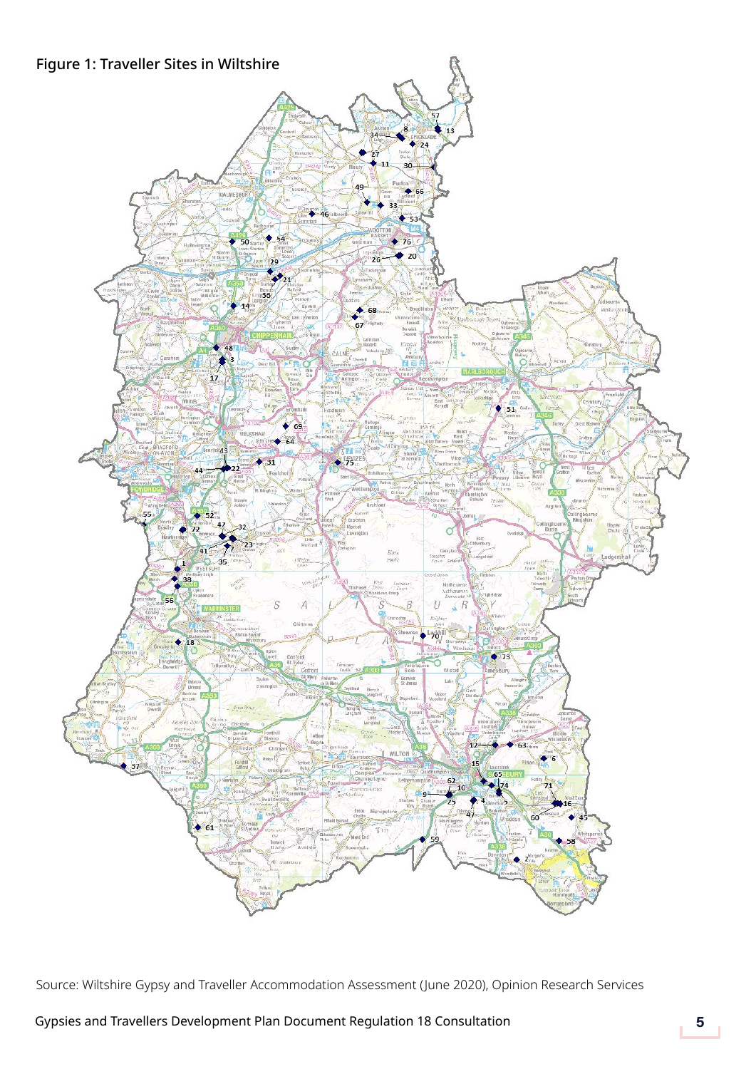# Figure 1: Traveller Sites in Wiltshire

Source: Wiltshire Gypsy and Traveller Accommodation Assessment (June 2020), Opinion Research Services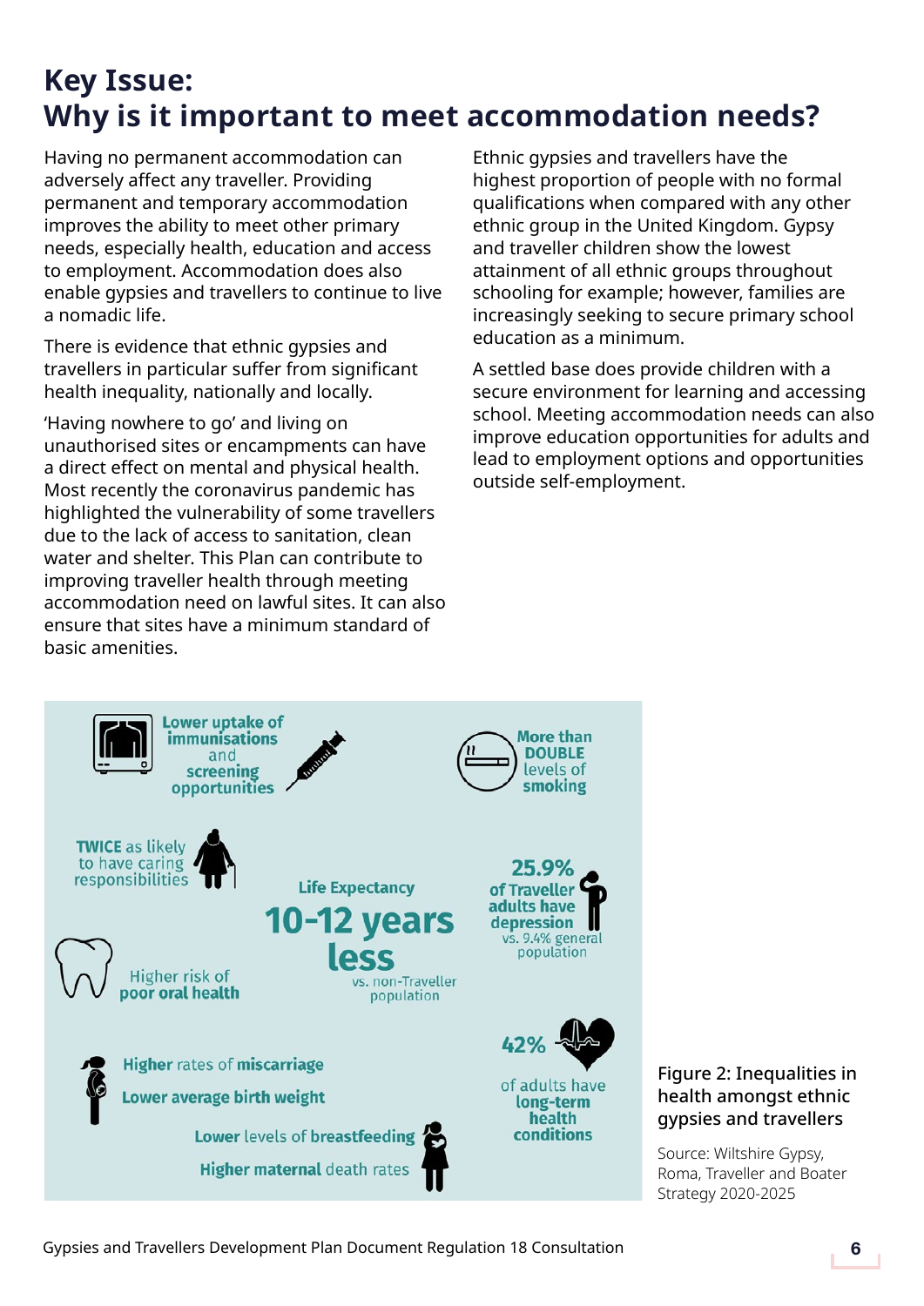# Key Issue:
# Why is it important to meet accommodation needs?

Having no permanent accommodation can adversely affect any traveller. Providing permanent and temporary accommodation improves the ability to meet other primary needs, especially health, education and access to employment. Accommodation does also enable gypsies and travellers to continue to live a nomadic life.

There is evidence that ethnic gypsies and travellers in particular suffer from significant health inequality, nationally and locally.

'Having nowhere to go' and living on unauthorised sites or encampments can have a direct effect on mental and physical health. Most recently the coronavirus pandemic has highlighted the vulnerability of some travellers due to the lack of access to sanitation, clean water and shelter. This Plan can contribute to improving traveller health through meeting accommodation need on lawful sites. It can also ensure that sites have a minimum standard of basic amenities.

Ethnic gypsies and travellers have the highest proportion of people with no formal qualifications when compared with any other ethnic group in the United Kingdom. Gypsy and traveller children show the lowest attainment of all ethnic groups throughout schooling for example; however, families are increasingly seeking to secure primary school education as a minimum.

A settled base does provide children with a secure environment for learning and accessing school. Meeting accommodation needs can also improve education opportunities for adults and lead to employment options and opportunities outside self-employment.

- **Lower uptake of immunisations** and **screening opportunities**
- **More than DOUBLE** levels of **smoking**
- **TWICE** as likely to have caring responsibilities
- **Life Expectancy 10-12 years less** vs. non-Traveller population
- **25.9%** of Traveller adults have depression vs. 9.4% general population
- Higher risk of **poor oral health**
- **42%** of adults have **long-term health conditions**
- Higher rates of **miscarriage**
- **Lower average birth weight**
- **Lower** levels of **breastfeeding**
- **Higher maternal** death rates

Figure 2: Inequalities in health amongst ethnic gypsies and travellers

Source: Wiltshire Gypsy, Roma, Traveller and Boater Strategy 2020-2025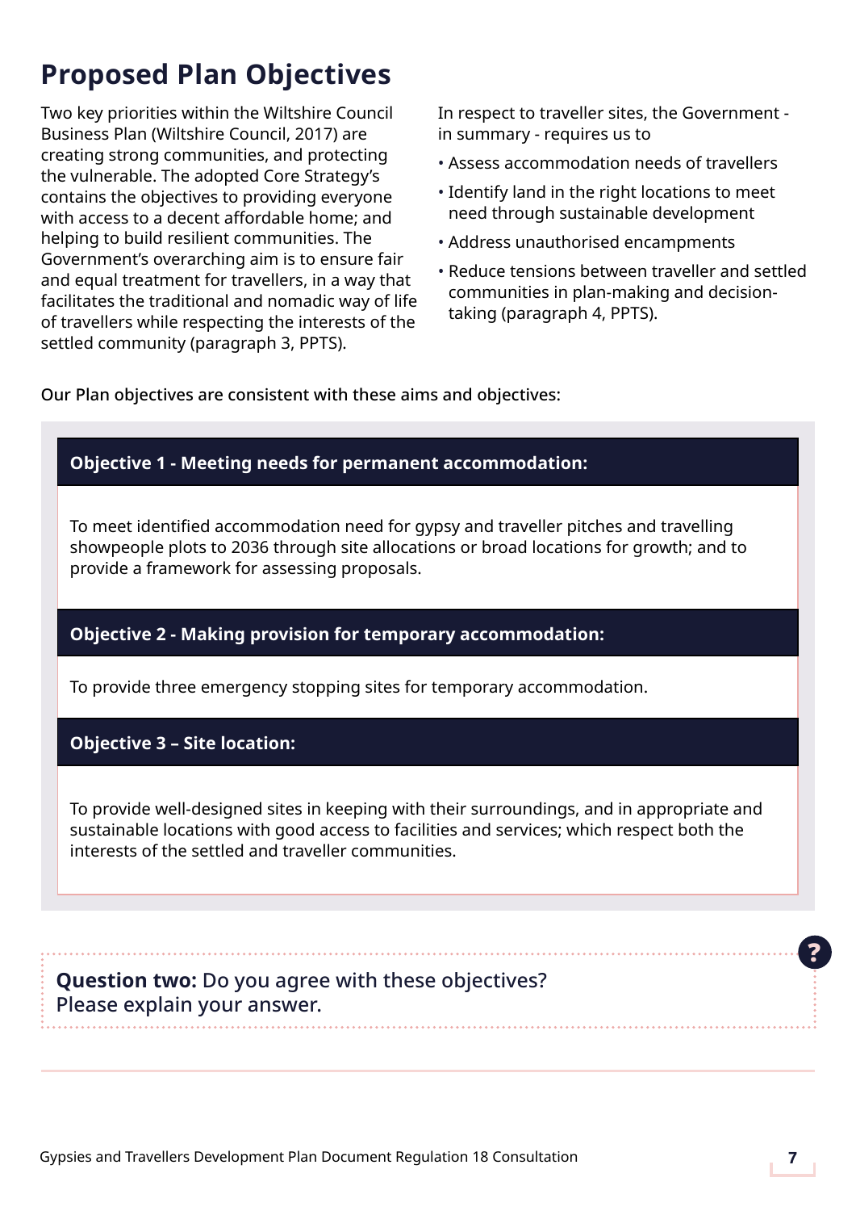## Proposed Plan Objectives

Two key priorities within the Wiltshire Council Business Plan (Wiltshire Council, 2017) are creating strong communities, and protecting the vulnerable. The adopted Core Strategy's contains the objectives to providing everyone with access to a decent affordable home; and helping to build resilient communities. The Government's overarching aim is to ensure fair and equal treatment for travellers, in a way that facilitates the traditional and nomadic way of life of travellers while respecting the interests of the settled community (paragraph 3, PPTS).

In respect to traveller sites, the Government - in summary - requires us to

- Assess accommodation needs of travellers
- Identify land in the right locations to meet need through sustainable development
- Address unauthorised encampments
- Reduce tensions between traveller and settled communities in plan-making and decision-taking (paragraph 4, PPTS).

Our Plan objectives are consistent with these aims and objectives:

**Objective 1 - Meeting needs for permanent accommodation:**

To meet identified accommodation need for gypsy and traveller pitches and travelling showpeople plots to 2036 through site allocations or broad locations for growth; and to provide a framework for assessing proposals.

**Objective 2 - Making provision for temporary accommodation:**

To provide three emergency stopping sites for temporary accommodation.

**Objective 3 – Site location:**

To provide well-designed sites in keeping with their surroundings, and in appropriate and sustainable locations with good access to facilities and services; which respect both the interests of the settled and traveller communities.

**Question two:** Do you agree with these objectives? Please explain your answer.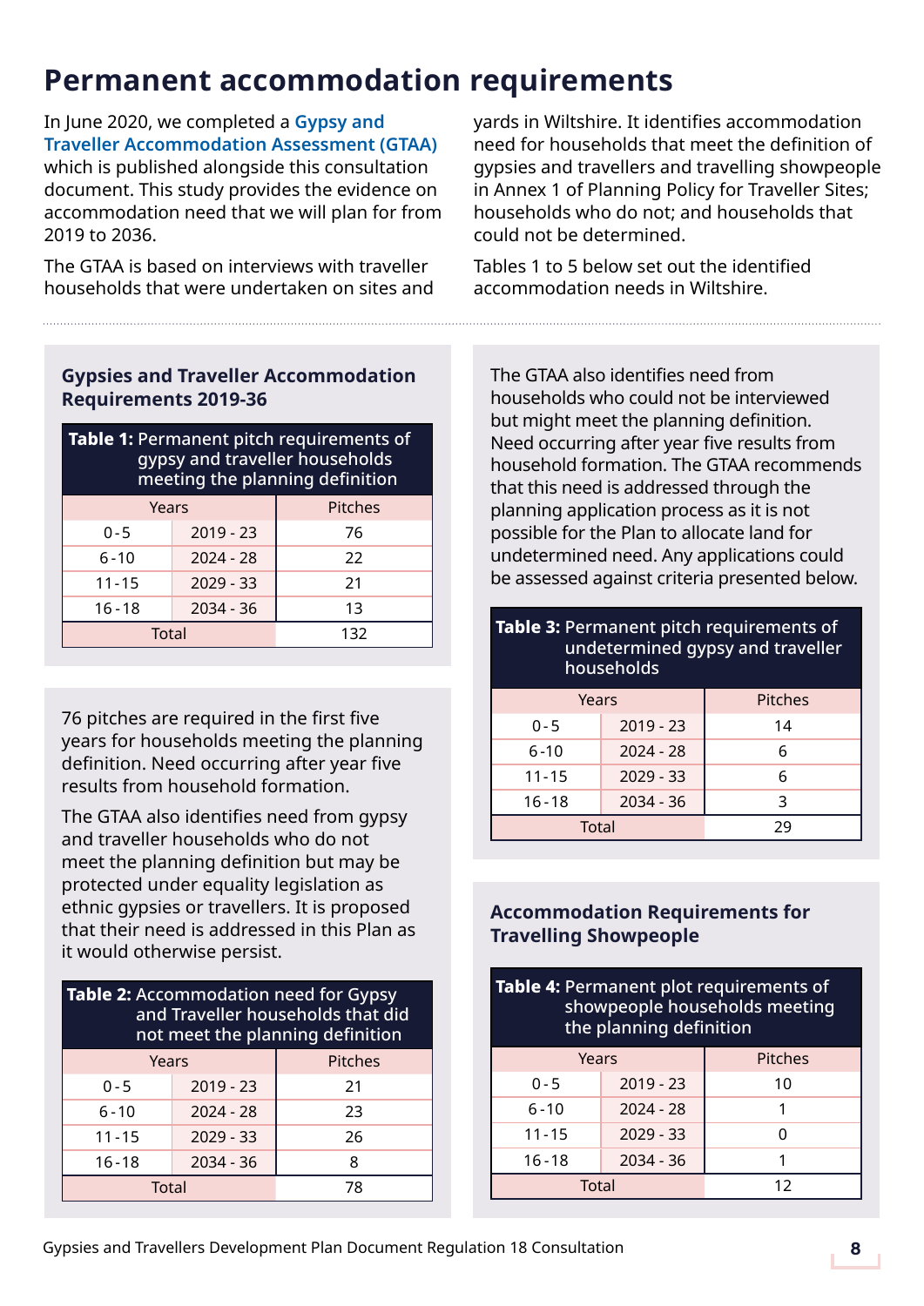# Permanent accommodation requirements

In June 2020, we completed a **Gypsy and Traveller Accommodation Assessment (GTAA)** which is published alongside this consultation document. This study provides the evidence on accommodation need that we will plan for from 2019 to 2036.

The GTAA is based on interviews with traveller households that were undertaken on sites and yards in Wiltshire. It identifies accommodation need for households that meet the definition of gypsies and travellers and travelling showpeople in Annex 1 of Planning Policy for Traveller Sites; households who do not; and households that could not be determined.

Tables 1 to 5 below set out the identified accommodation needs in Wiltshire.

## Gypsies and Traveller Accommodation Requirements 2019-36

**Table 1:** Permanent pitch requirements of gypsy and traveller households meeting the planning definition

| Years | | Pitches |
|---|---|---|
| 0 - 5 | 2019 - 23 | 76 |
| 6 - 10 | 2024 - 28 | 22 |
| 11 - 15 | 2029 - 33 | 21 |
| 16 - 18 | 2034 - 36 | 13 |
| Total | | 132 |

76 pitches are required in the first five years for households meeting the planning definition. Need occurring after year five results from household formation.

The GTAA also identifies need from gypsy and traveller households who do not meet the planning definition but may be protected under equality legislation as ethnic gypsies or travellers. It is proposed that their need is addressed in this Plan as it would otherwise persist.

**Table 2:** Accommodation need for Gypsy and Traveller households that did not meet the planning definition

| Years | | Pitches |
|---|---|---|
| 0 - 5 | 2019 - 23 | 21 |
| 6 - 10 | 2024 - 28 | 23 |
| 11 - 15 | 2029 - 33 | 26 |
| 16 - 18 | 2034 - 36 | 8 |
| Total | | 78 |

The GTAA also identifies need from households who could not be interviewed but might meet the planning definition. Need occurring after year five results from household formation. The GTAA recommends that this need is addressed through the planning application process as it is not possible for the Plan to allocate land for undetermined need. Any applications could be assessed against criteria presented below.

**Table 3:** Permanent pitch requirements of undetermined gypsy and traveller households

| Years | | Pitches |
|---|---|---|
| 0 - 5 | 2019 - 23 | 14 |
| 6 - 10 | 2024 - 28 | 6 |
| 11 - 15 | 2029 - 33 | 6 |
| 16 - 18 | 2034 - 36 | 3 |
| Total | | 29 |

## Accommodation Requirements for Travelling Showpeople

**Table 4:** Permanent plot requirements of showpeople households meeting the planning definition

| Years | | Pitches |
|---|---|---|
| 0 - 5 | 2019 - 23 | 10 |
| 6 - 10 | 2024 - 28 | 1 |
| 11 - 15 | 2029 - 33 | 0 |
| 16 - 18 | 2034 - 36 | 1 |
| Total | | 12 |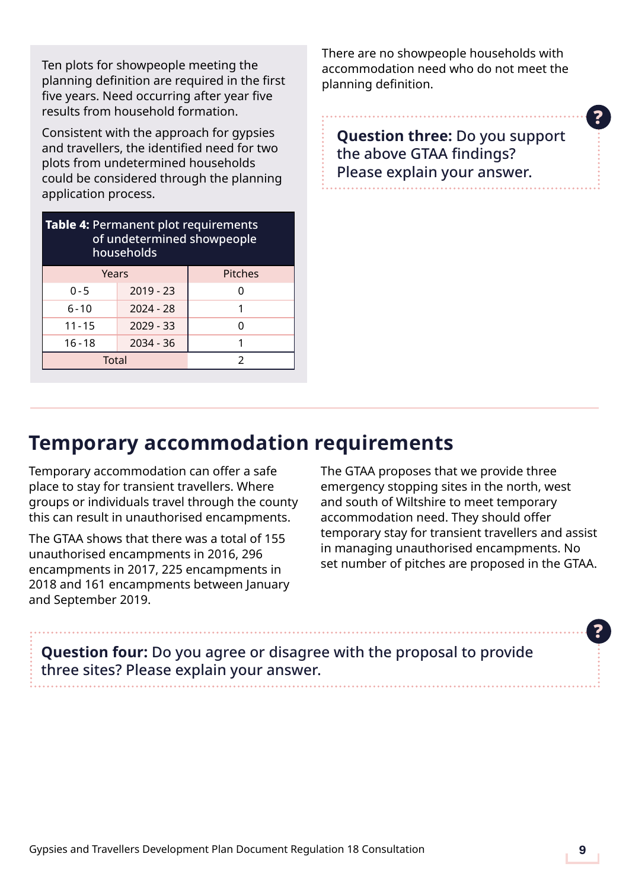Ten plots for showpeople meeting the planning definition are required in the first five years. Need occurring after year five results from household formation.

Consistent with the approach for gypsies and travellers, the identified need for two plots from undetermined households could be considered through the planning application process.

**Table 4:** Permanent plot requirements of undetermined showpeople households

| Years | | Pitches |
|---|---|---|
| 0 - 5 | 2019 - 23 | 0 |
| 6 - 10 | 2024 - 28 | 1 |
| 11 - 15 | 2029 - 33 | 0 |
| 16 - 18 | 2034 - 36 | 1 |
| Total | | 2 |

There are no showpeople households with accommodation need who do not meet the planning definition.

**Question three:** Do you support the above GTAA findings? Please explain your answer.

## Temporary accommodation requirements

Temporary accommodation can offer a safe place to stay for transient travellers. Where groups or individuals travel through the county this can result in unauthorised encampments.

The GTAA shows that there was a total of 155 unauthorised encampments in 2016, 296 encampments in 2017, 225 encampments in 2018 and 161 encampments between January and September 2019.

The GTAA proposes that we provide three emergency stopping sites in the north, west and south of Wiltshire to meet temporary accommodation need. They should offer temporary stay for transient travellers and assist in managing unauthorised encampments. No set number of pitches are proposed in the GTAA.

**Question four:** Do you agree or disagree with the proposal to provide three sites? Please explain your answer.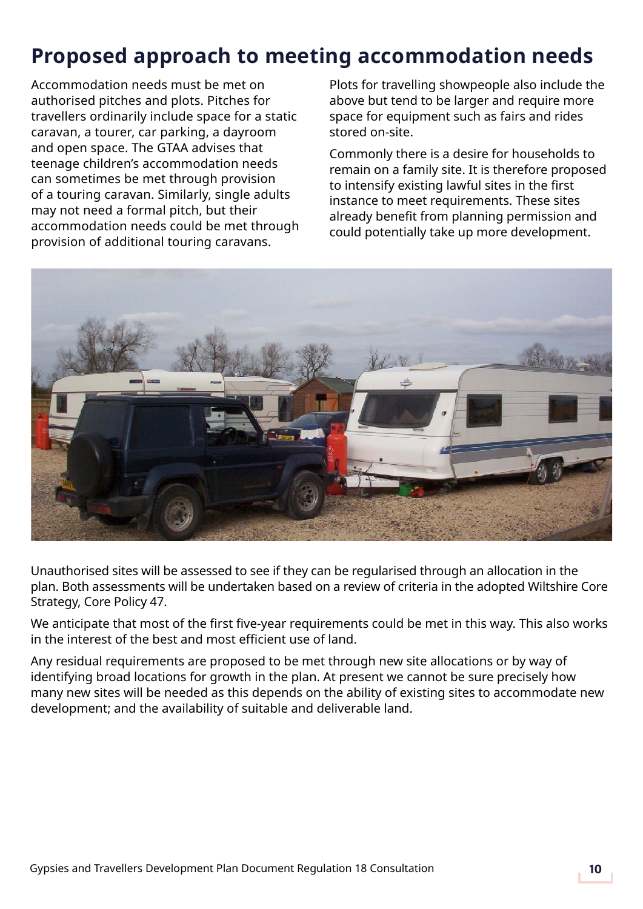# Proposed approach to meeting accommodation needs

Accommodation needs must be met on authorised pitches and plots. Pitches for travellers ordinarily include space for a static caravan, a tourer, car parking, a dayroom and open space. The GTAA advises that teenage children's accommodation needs can sometimes be met through provision of a touring caravan. Similarly, single adults may not need a formal pitch, but their accommodation needs could be met through provision of additional touring caravans.

Plots for travelling showpeople also include the above but tend to be larger and require more space for equipment such as fairs and rides stored on-site.

Commonly there is a desire for households to remain on a family site. It is therefore proposed to intensify existing lawful sites in the first instance to meet requirements. These sites already benefit from planning permission and could potentially take up more development.

Unauthorised sites will be assessed to see if they can be regularised through an allocation in the plan. Both assessments will be undertaken based on a review of criteria in the adopted Wiltshire Core Strategy, Core Policy 47.

We anticipate that most of the first five-year requirements could be met in this way. This also works in the interest of the best and most efficient use of land.

Any residual requirements are proposed to be met through new site allocations or by way of identifying broad locations for growth in the plan. At present we cannot be sure precisely how many new sites will be needed as this depends on the ability of existing sites to accommodate new development; and the availability of suitable and deliverable land.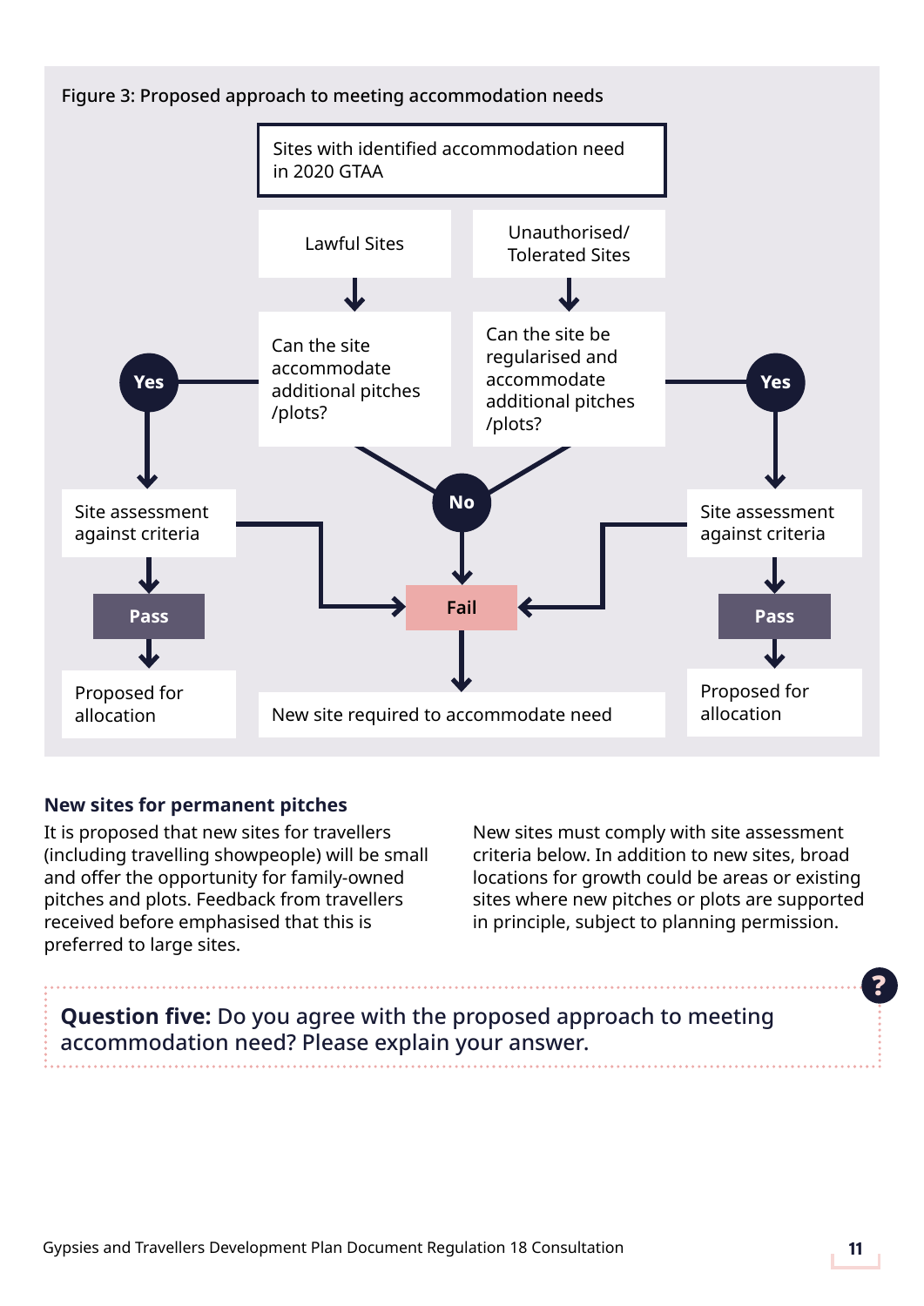Figure 3: Proposed approach to meeting accommodation needs

Sites with identified accommodation need in 2020 GTAA

Lawful Sites

Unauthorised/ Tolerated Sites

Can the site accommodate additional pitches /plots?

Can the site be regularised and accommodate additional pitches /plots?

Yes

Yes

No

Site assessment against criteria

Site assessment against criteria

Pass

Fail

Pass

Proposed for allocation

New site required to accommodate need

Proposed for allocation

### New sites for permanent pitches

It is proposed that new sites for travellers (including travelling showpeople) will be small and offer the opportunity for family-owned pitches and plots. Feedback from travellers received before emphasised that this is preferred to large sites.

New sites must comply with site assessment criteria below. In addition to new sites, broad locations for growth could be areas or existing sites where new pitches or plots are supported in principle, subject to planning permission.

**Question five:** Do you agree with the proposed approach to meeting accommodation need? Please explain your answer.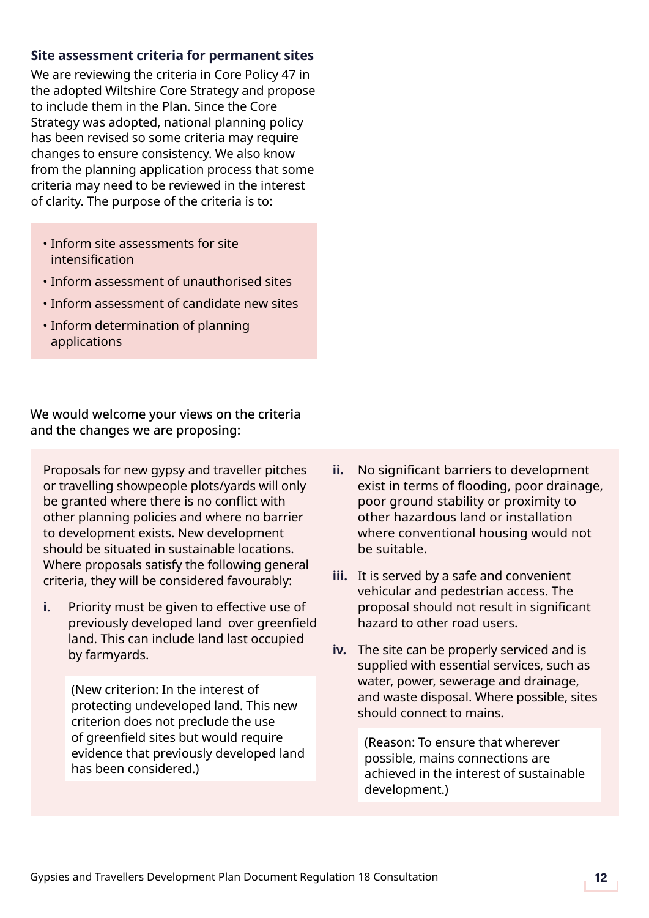### Site assessment criteria for permanent sites

We are reviewing the criteria in Core Policy 47 in the adopted Wiltshire Core Strategy and propose to include them in the Plan. Since the Core Strategy was adopted, national planning policy has been revised so some criteria may require changes to ensure consistency. We also know from the planning application process that some criteria may need to be reviewed in the interest of clarity. The purpose of the criteria is to:

- Inform site assessments for site intensification
- Inform assessment of unauthorised sites
- Inform assessment of candidate new sites
- Inform determination of planning applications

We would welcome your views on the criteria and the changes we are proposing:

Proposals for new gypsy and traveller pitches or travelling showpeople plots/yards will only be granted where there is no conflict with other planning policies and where no barrier to development exists. New development should be situated in sustainable locations. Where proposals satisfy the following general criteria, they will be considered favourably:

**i.** Priority must be given to effective use of previously developed land over greenfield land. This can include land last occupied by farmyards.

(New criterion: In the interest of protecting undeveloped land. This new criterion does not preclude the use of greenfield sites but would require evidence that previously developed land has been considered.)

**ii.** No significant barriers to development exist in terms of flooding, poor drainage, poor ground stability or proximity to other hazardous land or installation where conventional housing would not be suitable.

**iii.** It is served by a safe and convenient vehicular and pedestrian access. The proposal should not result in significant hazard to other road users.

**iv.** The site can be properly serviced and is supplied with essential services, such as water, power, sewerage and drainage, and waste disposal. Where possible, sites should connect to mains.

(Reason: To ensure that wherever possible, mains connections are achieved in the interest of sustainable development.)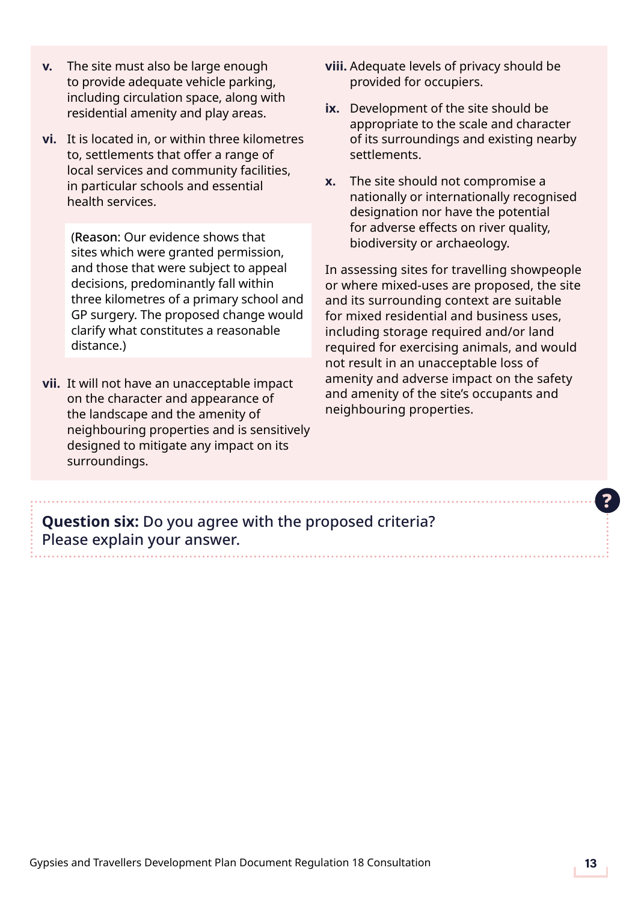v. The site must also be large enough to provide adequate vehicle parking, including circulation space, along with residential amenity and play areas.

vi. It is located in, or within three kilometres to, settlements that offer a range of local services and community facilities, in particular schools and essential health services.

> (Reason: Our evidence shows that sites which were granted permission, and those that were subject to appeal decisions, predominantly fall within three kilometres of a primary school and GP surgery. The proposed change would clarify what constitutes a reasonable distance.)

vii. It will not have an unacceptable impact on the character and appearance of the landscape and the amenity of neighbouring properties and is sensitively designed to mitigate any impact on its surroundings.

viii. Adequate levels of privacy should be provided for occupiers.

ix. Development of the site should be appropriate to the scale and character of its surroundings and existing nearby settlements.

x. The site should not compromise a nationally or internationally recognised designation nor have the potential for adverse effects on river quality, biodiversity or archaeology.

In assessing sites for travelling showpeople or where mixed-uses are proposed, the site and its surrounding context are suitable for mixed residential and business uses, including storage required and/or land required for exercising animals, and would not result in an unacceptable loss of amenity and adverse impact on the safety and amenity of the site's occupants and neighbouring properties.

**Question six:** Do you agree with the proposed criteria? Please explain your answer.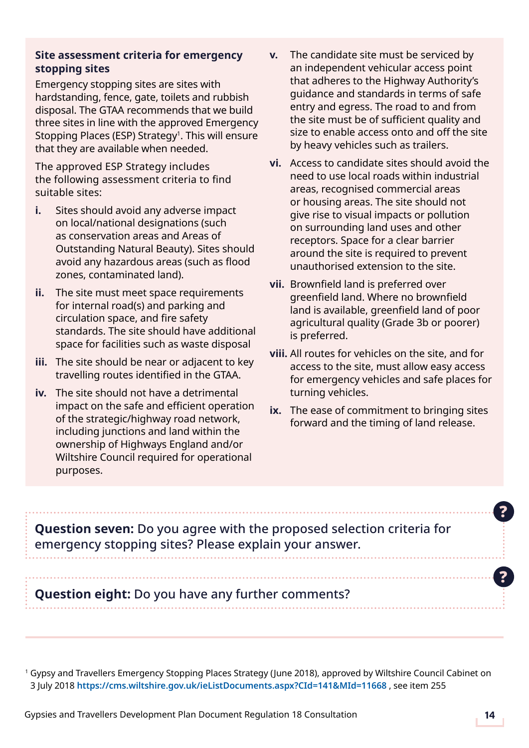### Site assessment criteria for emergency stopping sites

Emergency stopping sites are sites with hardstanding, fence, gate, toilets and rubbish disposal. The GTAA recommends that we build three sites in line with the approved Emergency Stopping Places (ESP) Strategy[1]. This will ensure that they are available when needed.

The approved ESP Strategy includes the following assessment criteria to find suitable sites:

- **i.** Sites should avoid any adverse impact on local/national designations (such as conservation areas and Areas of Outstanding Natural Beauty). Sites should avoid any hazardous areas (such as flood zones, contaminated land).
- **ii.** The site must meet space requirements for internal road(s) and parking and circulation space, and fire safety standards. The site should have additional space for facilities such as waste disposal
- **iii.** The site should be near or adjacent to key travelling routes identified in the GTAA.
- **iv.** The site should not have a detrimental impact on the safe and efficient operation of the strategic/highway road network, including junctions and land within the ownership of Highways England and/or Wiltshire Council required for operational purposes.
- **v.** The candidate site must be serviced by an independent vehicular access point that adheres to the Highway Authority's guidance and standards in terms of safe entry and egress. The road to and from the site must be of sufficient quality and size to enable access onto and off the site by heavy vehicles such as trailers.
- **vi.** Access to candidate sites should avoid the need to use local roads within industrial areas, recognised commercial areas or housing areas. The site should not give rise to visual impacts or pollution on surrounding land uses and other receptors. Space for a clear barrier around the site is required to prevent unauthorised extension to the site.
- **vii.** Brownfield land is preferred over greenfield land. Where no brownfield land is available, greenfield land of poor agricultural quality (Grade 3b or poorer) is preferred.
- **viii.** All routes for vehicles on the site, and for access to the site, must allow easy access for emergency vehicles and safe places for turning vehicles.
- **ix.** The ease of commitment to bringing sites forward and the timing of land release.

**Question seven:** Do you agree with the proposed selection criteria for emergency stopping sites? Please explain your answer.

**Question eight:** Do you have any further comments?

---

[1] Gypsy and Travellers Emergency Stopping Places Strategy (June 2018), approved by Wiltshire Council Cabinet on 3 July 2018 **https://cms.wiltshire.gov.uk/ieListDocuments.aspx?CId=141&MId=11668** , see item 255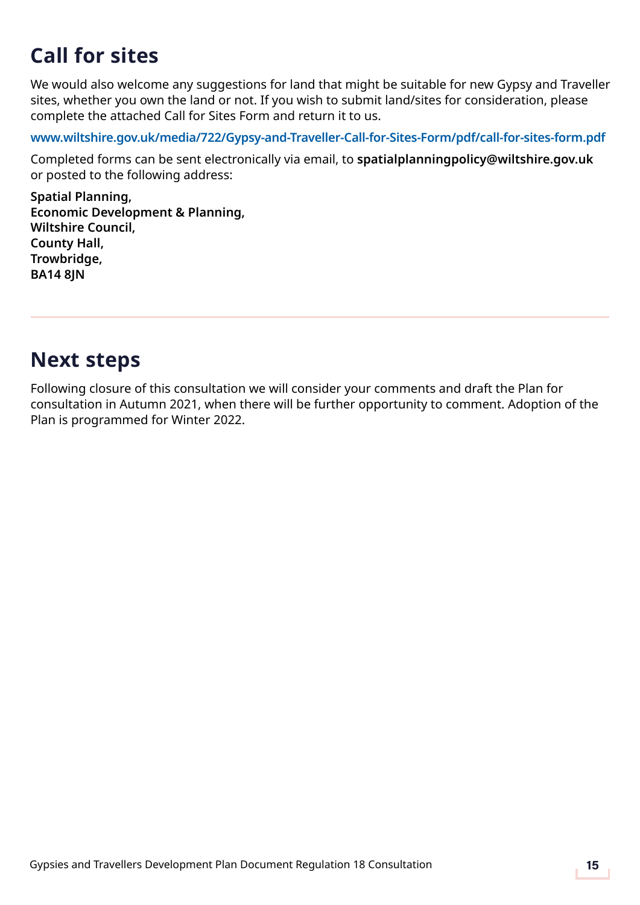## Call for sites

We would also welcome any suggestions for land that might be suitable for new Gypsy and Traveller sites, whether you own the land or not. If you wish to submit land/sites for consideration, please complete the attached Call for Sites Form and return it to us.

**www.wiltshire.gov.uk/media/722/Gypsy-and-Traveller-Call-for-Sites-Form/pdf/call-for-sites-form.pdf**

Completed forms can be sent electronically via email, to **spatialplanningpolicy@wiltshire.gov.uk** or posted to the following address:

**Spatial Planning,**
**Economic Development & Planning,**
**Wiltshire Council,**
**County Hall,**
**Trowbridge,**
**BA14 8JN**

## Next steps

Following closure of this consultation we will consider your comments and draft the Plan for consultation in Autumn 2021, when there will be further opportunity to comment. Adoption of the Plan is programmed for Winter 2022.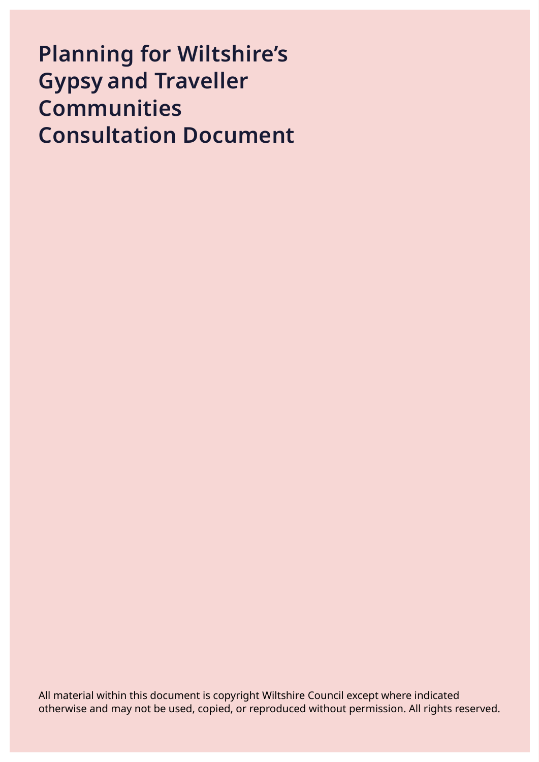# Planning for Wiltshire's Gypsy and Traveller Communities Consultation Document

All material within this document is copyright Wiltshire Council except where indicated otherwise and may not be used, copied, or reproduced without permission. All rights reserved.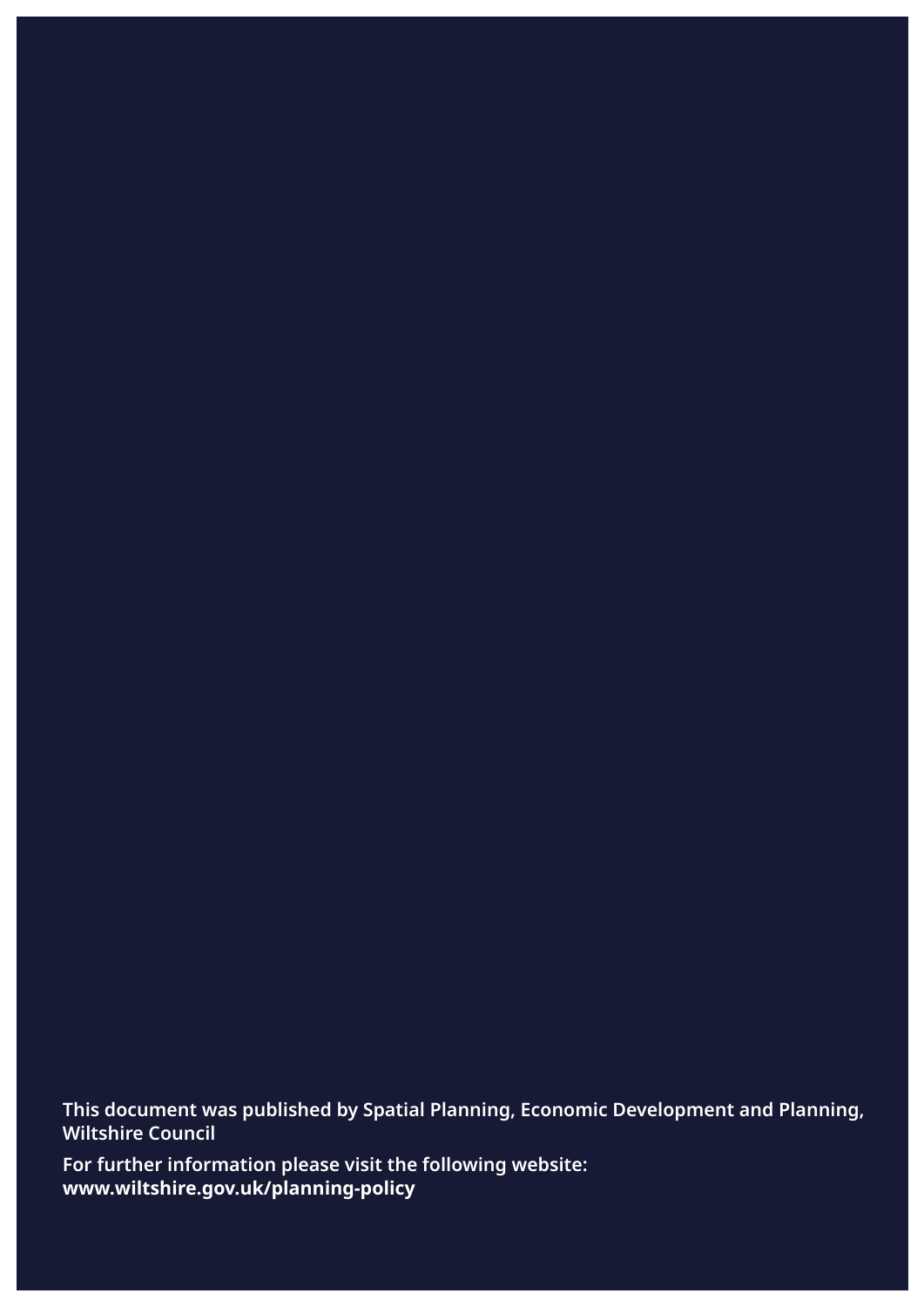**This document was published by Spatial Planning, Economic Development and Planning, Wiltshire Council**

**For further information please visit the following website:**
**www.wiltshire.gov.uk/planning-policy**